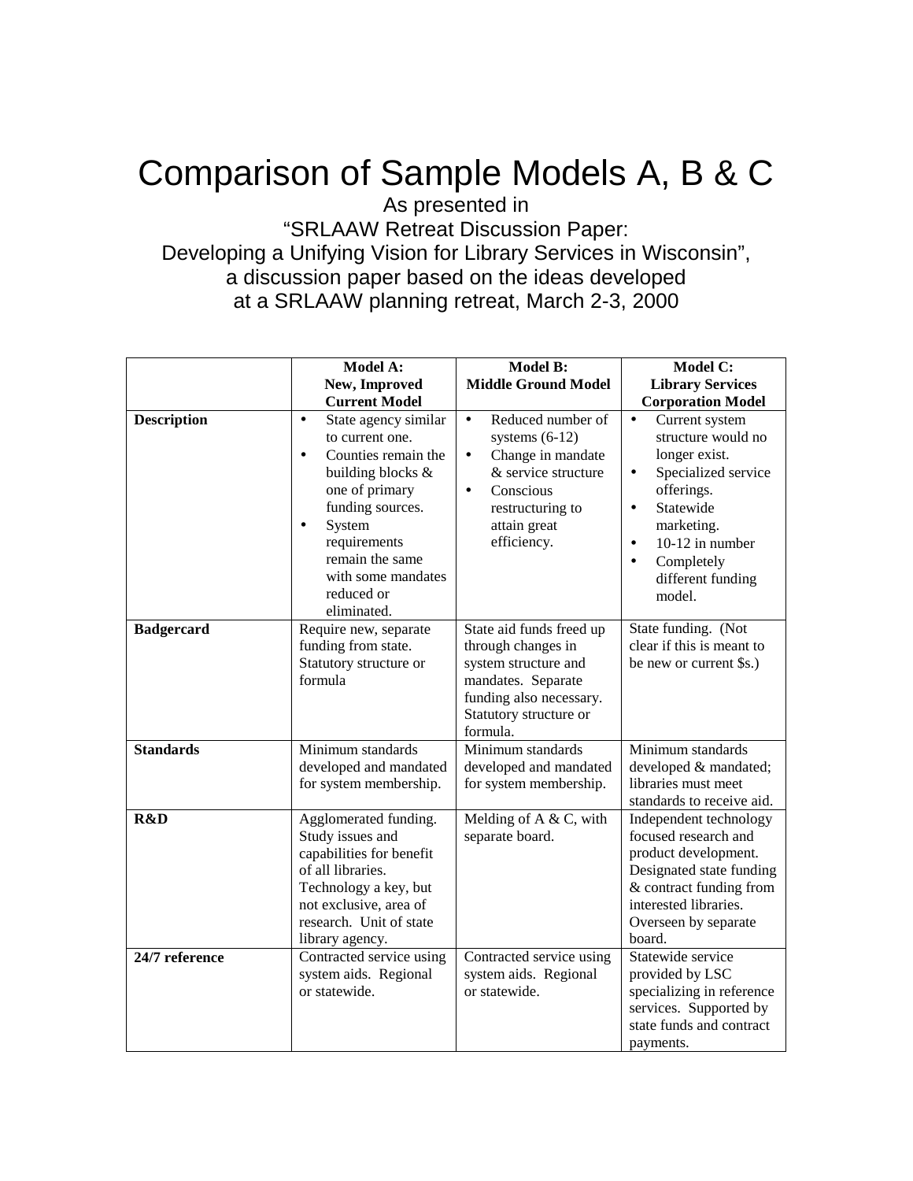# Comparison of Sample Models A, B & C

As presented in
"SRLAAW Retreat Discussion Paper:
Developing a Unifying Vision for Library Services in Wisconsin",
a discussion paper based on the ideas developed
at a SRLAAW planning retreat, March 2-3, 2000

| | **Model A: New, Improved Current Model** | **Model B: Middle Ground Model** | **Model C: Library Services Corporation Model** |
|---|---|---|---|
| **Description** | • State agency similar to current one.<br>• Counties remain the building blocks & one of primary funding sources.<br>• System requirements remain the same with some mandates reduced or eliminated. | • Reduced number of systems (6-12)<br>• Change in mandate & service structure<br>• Conscious restructuring to attain great efficiency. | • Current system structure would no longer exist.<br>• Specialized service offerings.<br>• Statewide marketing.<br>• 10-12 in number<br>• Completely different funding model. |
| **Badgercard** | Require new, separate funding from state. Statutory structure or formula | State aid funds freed up through changes in system structure and mandates. Separate funding also necessary. Statutory structure or formula. | State funding. (Not clear if this is meant to be new or current $s.) |
| **Standards** | Minimum standards developed and mandated for system membership. | Minimum standards developed and mandated for system membership. | Minimum standards developed & mandated; libraries must meet standards to receive aid. |
| **R&D** | Agglomerated funding. Study issues and capabilities for benefit of all libraries. Technology a key, but not exclusive, area of research. Unit of state library agency. | Melding of A & C, with separate board. | Independent technology focused research and product development. Designated state funding & contract funding from interested libraries. Overseen by separate board. |
| **24/7 reference** | Contracted service using system aids. Regional or statewide. | Contracted service using system aids. Regional or statewide. | Statewide service provided by LSC specializing in reference services. Supported by state funds and contract payments. |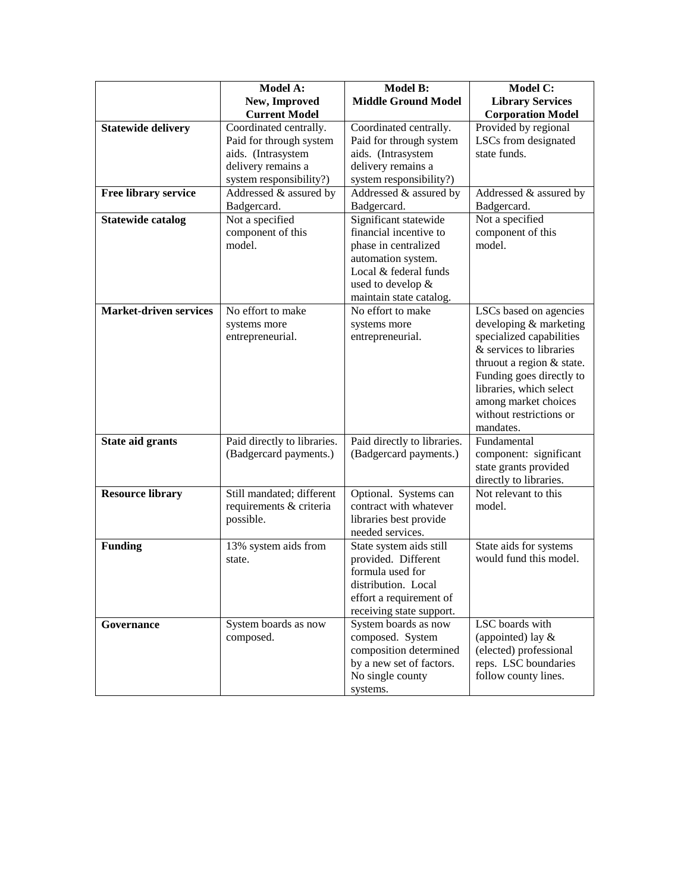| | Model A: New, Improved Current Model | Model B: Middle Ground Model | Model C: Library Services Corporation Model |
|---|---|---|---|
| **Statewide delivery** | Coordinated centrally. Paid for through system aids. (Intrasystem delivery remains a system responsibility?) | Coordinated centrally. Paid for through system aids. (Intrasystem delivery remains a system responsibility?) | Provided by regional LSCs from designated state funds. |
| **Free library service** | Addressed & assured by Badgercard. | Addressed & assured by Badgercard. | Addressed & assured by Badgercard. |
| **Statewide catalog** | Not a specified component of this model. | Significant statewide financial incentive to phase in centralized automation system. Local & federal funds used to develop & maintain state catalog. | Not a specified component of this model. |
| **Market-driven services** | No effort to make systems more entrepreneurial. | No effort to make systems more entrepreneurial. | LSCs based on agencies developing & marketing specialized capabilities & services to libraries thruout a region & state. Funding goes directly to libraries, which select among market choices without restrictions or mandates. |
| **State aid grants** | Paid directly to libraries. (Badgercard payments.) | Paid directly to libraries. (Badgercard payments.) | Fundamental component: significant state grants provided directly to libraries. |
| **Resource library** | Still mandated; different requirements & criteria possible. | Optional. Systems can contract with whatever libraries best provide needed services. | Not relevant to this model. |
| **Funding** | 13% system aids from state. | State system aids still provided. Different formula used for distribution. Local effort a requirement of receiving state support. | State aids for systems would fund this model. |
| **Governance** | System boards as now composed. | System boards as now composed. System composition determined by a new set of factors. No single county systems. | LSC boards with (appointed) lay & (elected) professional reps. LSC boundaries follow county lines. |